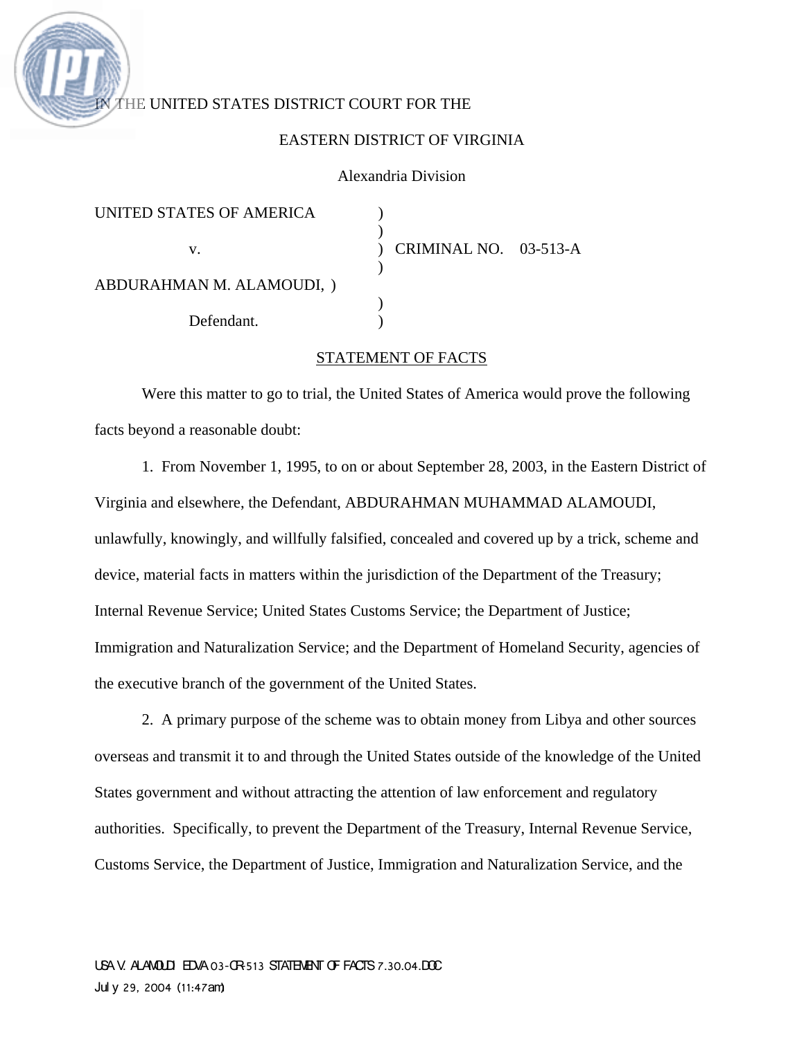IN THE UNITED STATES DISTRICT COURT FOR THE

EASTERN DISTRICT OF VIRGINIA

Alexandria Division

| | | |
|---|---|---|
| UNITED STATES OF AMERICA | ) | |
| | ) | |
| v. | ) | CRIMINAL NO. 03-513-A |
| | ) | |
| ABDURAHMAN M. ALAMOUDI, | ) | |
| | ) | |
| Defendant. | ) | |

STATEMENT OF FACTS

Were this matter to go to trial, the United States of America would prove the following facts beyond a reasonable doubt:

1. From November 1, 1995, to on or about September 28, 2003, in the Eastern District of Virginia and elsewhere, the Defendant, ABDURAHMAN MUHAMMAD ALAMOUDI, unlawfully, knowingly, and willfully falsified, concealed and covered up by a trick, scheme and device, material facts in matters within the jurisdiction of the Department of the Treasury; Internal Revenue Service; United States Customs Service; the Department of Justice; Immigration and Naturalization Service; and the Department of Homeland Security, agencies of the executive branch of the government of the United States.

2. A primary purpose of the scheme was to obtain money from Libya and other sources overseas and transmit it to and through the United States outside of the knowledge of the United States government and without attracting the attention of law enforcement and regulatory authorities. Specifically, to prevent the Department of the Treasury, Internal Revenue Service, Customs Service, the Department of Justice, Immigration and Naturalization Service, and the

USA V. ALAMOUDI EDVA 03-CR-513 STATEMENT OF FACTS 7.30.04.DOC
July 29, 2004 (11:47am)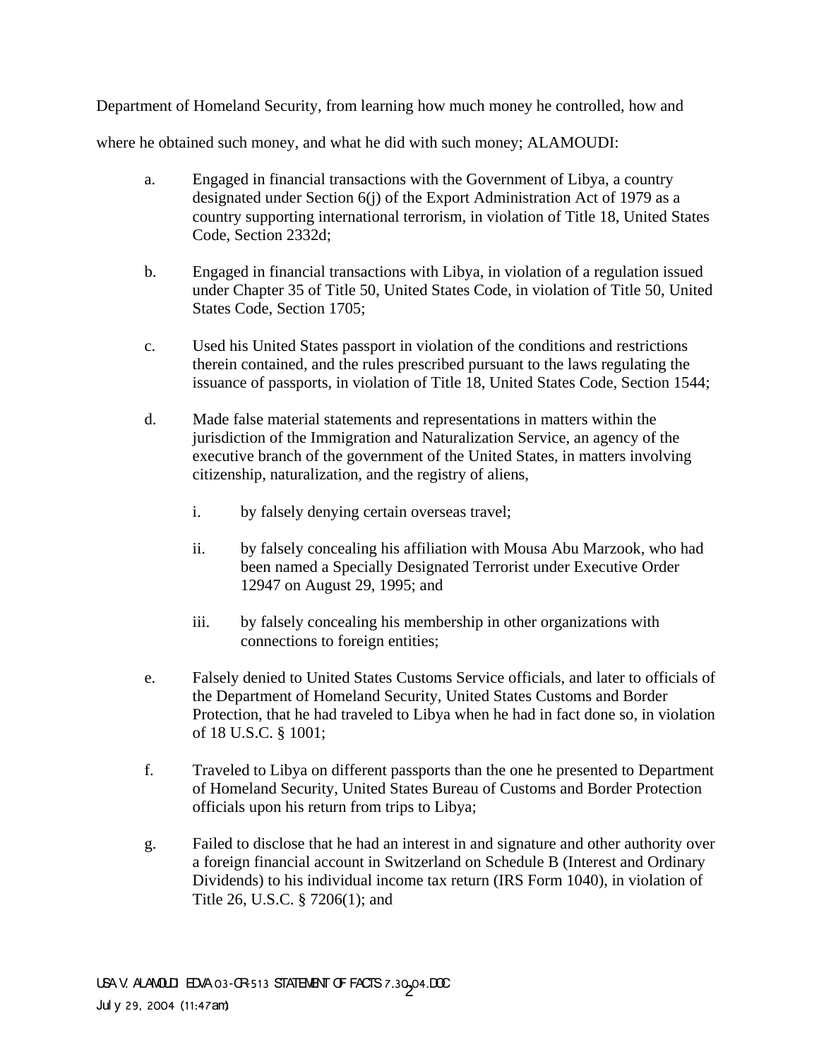Department of Homeland Security, from learning how much money he controlled, how and where he obtained such money, and what he did with such money; ALAMOUDI:

a. Engaged in financial transactions with the Government of Libya, a country designated under Section 6(j) of the Export Administration Act of 1979 as a country supporting international terrorism, in violation of Title 18, United States Code, Section 2332d;

b. Engaged in financial transactions with Libya, in violation of a regulation issued under Chapter 35 of Title 50, United States Code, in violation of Title 50, United States Code, Section 1705;

c. Used his United States passport in violation of the conditions and restrictions therein contained, and the rules prescribed pursuant to the laws regulating the issuance of passports, in violation of Title 18, United States Code, Section 1544;

d. Made false material statements and representations in matters within the jurisdiction of the Immigration and Naturalization Service, an agency of the executive branch of the government of the United States, in matters involving citizenship, naturalization, and the registry of aliens,

   i. by falsely denying certain overseas travel;

   ii. by falsely concealing his affiliation with Mousa Abu Marzook, who had been named a Specially Designated Terrorist under Executive Order 12947 on August 29, 1995; and

   iii. by falsely concealing his membership in other organizations with connections to foreign entities;

e. Falsely denied to United States Customs Service officials, and later to officials of the Department of Homeland Security, United States Customs and Border Protection, that he had traveled to Libya when he had in fact done so, in violation of 18 U.S.C. § 1001;

f. Traveled to Libya on different passports than the one he presented to Department of Homeland Security, United States Bureau of Customs and Border Protection officials upon his return from trips to Libya;

g. Failed to disclose that he had an interest in and signature and other authority over a foreign financial account in Switzerland on Schedule B (Interest and Ordinary Dividends) to his individual income tax return (IRS Form 1040), in violation of Title 26, U.S.C. § 7206(1); and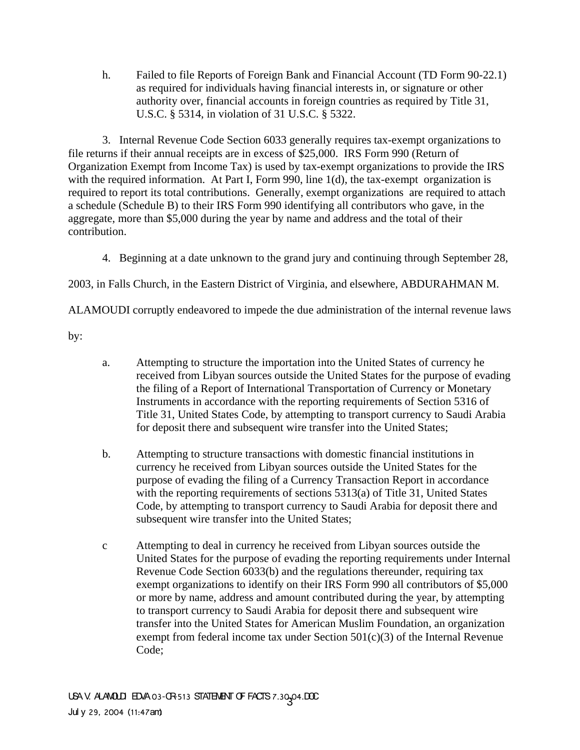h. Failed to file Reports of Foreign Bank and Financial Account (TD Form 90-22.1) as required for individuals having financial interests in, or signature or other authority over, financial accounts in foreign countries as required by Title 31, U.S.C. § 5314, in violation of 31 U.S.C. § 5322.

3. Internal Revenue Code Section 6033 generally requires tax-exempt organizations to file returns if their annual receipts are in excess of $25,000. IRS Form 990 (Return of Organization Exempt from Income Tax) is used by tax-exempt organizations to provide the IRS with the required information. At Part I, Form 990, line 1(d), the tax-exempt organization is required to report its total contributions. Generally, exempt organizations are required to attach a schedule (Schedule B) to their IRS Form 990 identifying all contributors who gave, in the aggregate, more than $5,000 during the year by name and address and the total of their contribution.

4. Beginning at a date unknown to the grand jury and continuing through September 28, 2003, in Falls Church, in the Eastern District of Virginia, and elsewhere, ABDURAHMAN M. ALAMOUDI corruptly endeavored to impede the due administration of the internal revenue laws by:

a. Attempting to structure the importation into the United States of currency he received from Libyan sources outside the United States for the purpose of evading the filing of a Report of International Transportation of Currency or Monetary Instruments in accordance with the reporting requirements of Section 5316 of Title 31, United States Code, by attempting to transport currency to Saudi Arabia for deposit there and subsequent wire transfer into the United States;

b. Attempting to structure transactions with domestic financial institutions in currency he received from Libyan sources outside the United States for the purpose of evading the filing of a Currency Transaction Report in accordance with the reporting requirements of sections 5313(a) of Title 31, United States Code, by attempting to transport currency to Saudi Arabia for deposit there and subsequent wire transfer into the United States;

c Attempting to deal in currency he received from Libyan sources outside the United States for the purpose of evading the reporting requirements under Internal Revenue Code Section 6033(b) and the regulations thereunder, requiring tax exempt organizations to identify on their IRS Form 990 all contributors of $5,000 or more by name, address and amount contributed during the year, by attempting to transport currency to Saudi Arabia for deposit there and subsequent wire transfer into the United States for American Muslim Foundation, an organization exempt from federal income tax under Section 501(c)(3) of the Internal Revenue Code;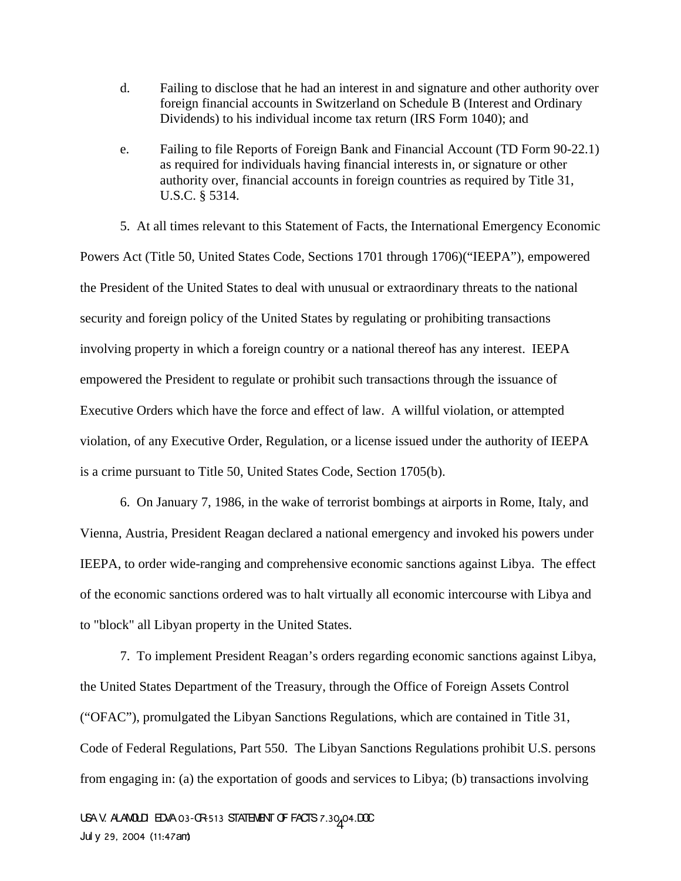d. Failing to disclose that he had an interest in and signature and other authority over foreign financial accounts in Switzerland on Schedule B (Interest and Ordinary Dividends) to his individual income tax return (IRS Form 1040); and

e. Failing to file Reports of Foreign Bank and Financial Account (TD Form 90-22.1) as required for individuals having financial interests in, or signature or other authority over, financial accounts in foreign countries as required by Title 31, U.S.C. § 5314.

5. At all times relevant to this Statement of Facts, the International Emergency Economic Powers Act (Title 50, United States Code, Sections 1701 through 1706)("IEEPA"), empowered the President of the United States to deal with unusual or extraordinary threats to the national security and foreign policy of the United States by regulating or prohibiting transactions involving property in which a foreign country or a national thereof has any interest. IEEPA empowered the President to regulate or prohibit such transactions through the issuance of Executive Orders which have the force and effect of law. A willful violation, or attempted violation, of any Executive Order, Regulation, or a license issued under the authority of IEEPA is a crime pursuant to Title 50, United States Code, Section 1705(b).

6. On January 7, 1986, in the wake of terrorist bombings at airports in Rome, Italy, and Vienna, Austria, President Reagan declared a national emergency and invoked his powers under IEEPA, to order wide-ranging and comprehensive economic sanctions against Libya. The effect of the economic sanctions ordered was to halt virtually all economic intercourse with Libya and to "block" all Libyan property in the United States.

7. To implement President Reagan's orders regarding economic sanctions against Libya, the United States Department of the Treasury, through the Office of Foreign Assets Control ("OFAC"), promulgated the Libyan Sanctions Regulations, which are contained in Title 31, Code of Federal Regulations, Part 550. The Libyan Sanctions Regulations prohibit U.S. persons from engaging in: (a) the exportation of goods and services to Libya; (b) transactions involving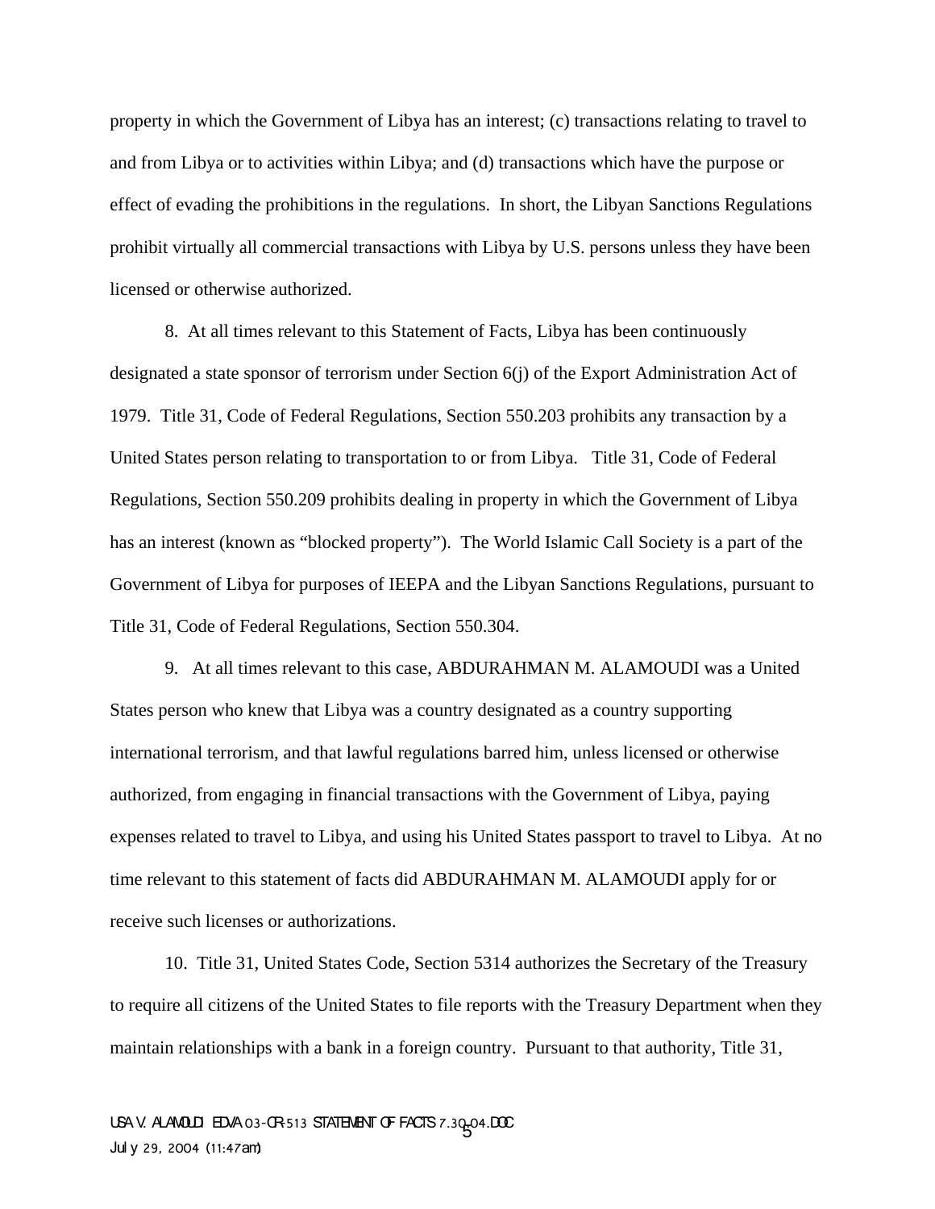property in which the Government of Libya has an interest; (c) transactions relating to travel to and from Libya or to activities within Libya; and (d) transactions which have the purpose or effect of evading the prohibitions in the regulations. In short, the Libyan Sanctions Regulations prohibit virtually all commercial transactions with Libya by U.S. persons unless they have been licensed or otherwise authorized.

8. At all times relevant to this Statement of Facts, Libya has been continuously designated a state sponsor of terrorism under Section 6(j) of the Export Administration Act of 1979. Title 31, Code of Federal Regulations, Section 550.203 prohibits any transaction by a United States person relating to transportation to or from Libya. Title 31, Code of Federal Regulations, Section 550.209 prohibits dealing in property in which the Government of Libya has an interest (known as "blocked property"). The World Islamic Call Society is a part of the Government of Libya for purposes of IEEPA and the Libyan Sanctions Regulations, pursuant to Title 31, Code of Federal Regulations, Section 550.304.

9. At all times relevant to this case, ABDURAHMAN M. ALAMOUDI was a United States person who knew that Libya was a country designated as a country supporting international terrorism, and that lawful regulations barred him, unless licensed or otherwise authorized, from engaging in financial transactions with the Government of Libya, paying expenses related to travel to Libya, and using his United States passport to travel to Libya. At no time relevant to this statement of facts did ABDURAHMAN M. ALAMOUDI apply for or receive such licenses or authorizations.

10. Title 31, United States Code, Section 5314 authorizes the Secretary of the Treasury to require all citizens of the United States to file reports with the Treasury Department when they maintain relationships with a bank in a foreign country. Pursuant to that authority, Title 31,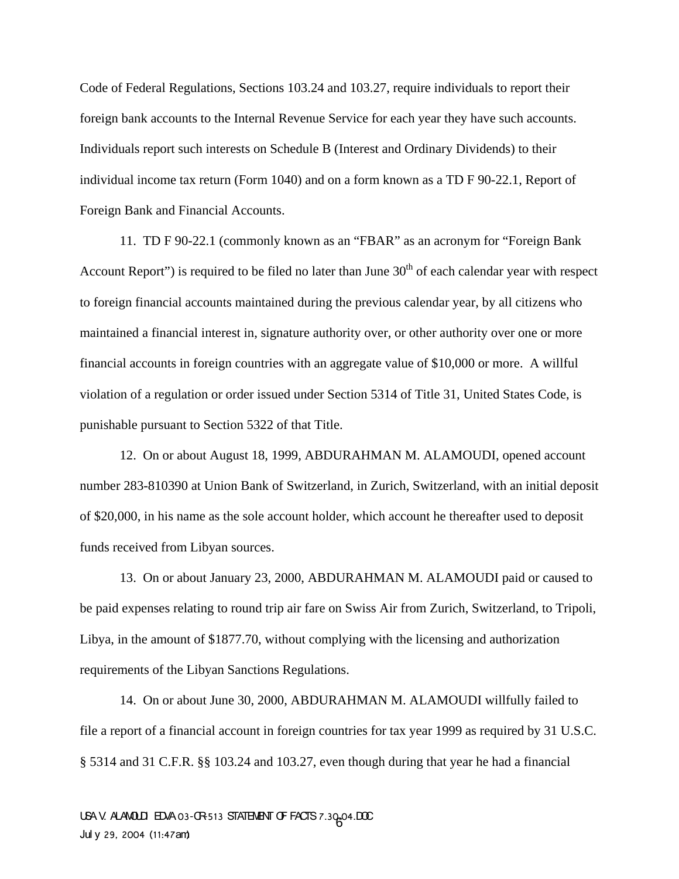Code of Federal Regulations, Sections 103.24 and 103.27, require individuals to report their foreign bank accounts to the Internal Revenue Service for each year they have such accounts. Individuals report such interests on Schedule B (Interest and Ordinary Dividends) to their individual income tax return (Form 1040) and on a form known as a TD F 90-22.1, Report of Foreign Bank and Financial Accounts.

11. TD F 90-22.1 (commonly known as an "FBAR" as an acronym for "Foreign Bank Account Report") is required to be filed no later than June 30th of each calendar year with respect to foreign financial accounts maintained during the previous calendar year, by all citizens who maintained a financial interest in, signature authority over, or other authority over one or more financial accounts in foreign countries with an aggregate value of $10,000 or more. A willful violation of a regulation or order issued under Section 5314 of Title 31, United States Code, is punishable pursuant to Section 5322 of that Title.

12. On or about August 18, 1999, ABDURAHMAN M. ALAMOUDI, opened account number 283-810390 at Union Bank of Switzerland, in Zurich, Switzerland, with an initial deposit of $20,000, in his name as the sole account holder, which account he thereafter used to deposit funds received from Libyan sources.

13. On or about January 23, 2000, ABDURAHMAN M. ALAMOUDI paid or caused to be paid expenses relating to round trip air fare on Swiss Air from Zurich, Switzerland, to Tripoli, Libya, in the amount of $1877.70, without complying with the licensing and authorization requirements of the Libyan Sanctions Regulations.

14. On or about June 30, 2000, ABDURAHMAN M. ALAMOUDI willfully failed to file a report of a financial account in foreign countries for tax year 1999 as required by 31 U.S.C. § 5314 and 31 C.F.R. §§ 103.24 and 103.27, even though during that year he had a financial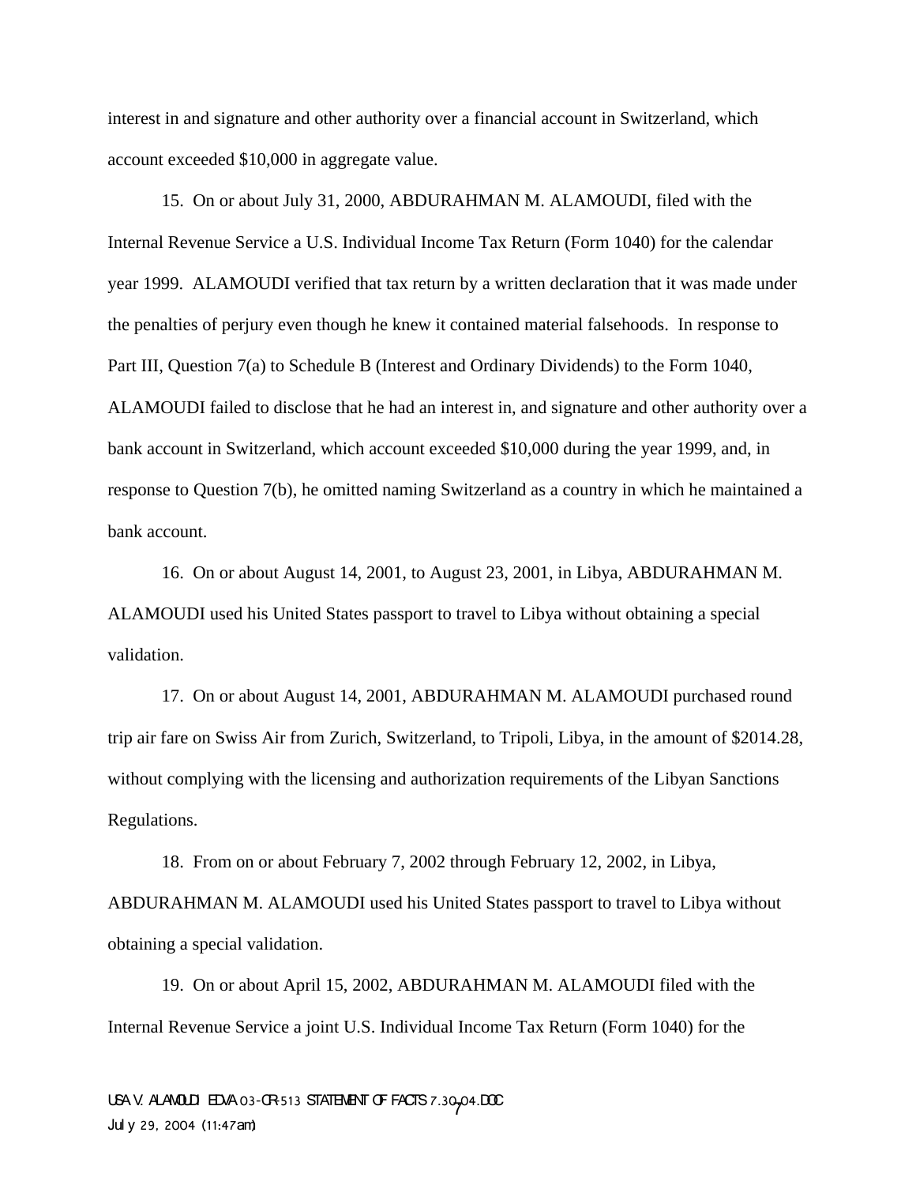interest in and signature and other authority over a financial account in Switzerland, which account exceeded $10,000 in aggregate value.

15. On or about July 31, 2000, ABDURAHMAN M. ALAMOUDI, filed with the Internal Revenue Service a U.S. Individual Income Tax Return (Form 1040) for the calendar year 1999. ALAMOUDI verified that tax return by a written declaration that it was made under the penalties of perjury even though he knew it contained material falsehoods. In response to Part III, Question 7(a) to Schedule B (Interest and Ordinary Dividends) to the Form 1040, ALAMOUDI failed to disclose that he had an interest in, and signature and other authority over a bank account in Switzerland, which account exceeded $10,000 during the year 1999, and, in response to Question 7(b), he omitted naming Switzerland as a country in which he maintained a bank account.

16. On or about August 14, 2001, to August 23, 2001, in Libya, ABDURAHMAN M. ALAMOUDI used his United States passport to travel to Libya without obtaining a special validation.

17. On or about August 14, 2001, ABDURAHMAN M. ALAMOUDI purchased round trip air fare on Swiss Air from Zurich, Switzerland, to Tripoli, Libya, in the amount of $2014.28, without complying with the licensing and authorization requirements of the Libyan Sanctions Regulations.

18. From on or about February 7, 2002 through February 12, 2002, in Libya, ABDURAHMAN M. ALAMOUDI used his United States passport to travel to Libya without obtaining a special validation.

19. On or about April 15, 2002, ABDURAHMAN M. ALAMOUDI filed with the Internal Revenue Service a joint U.S. Individual Income Tax Return (Form 1040) for the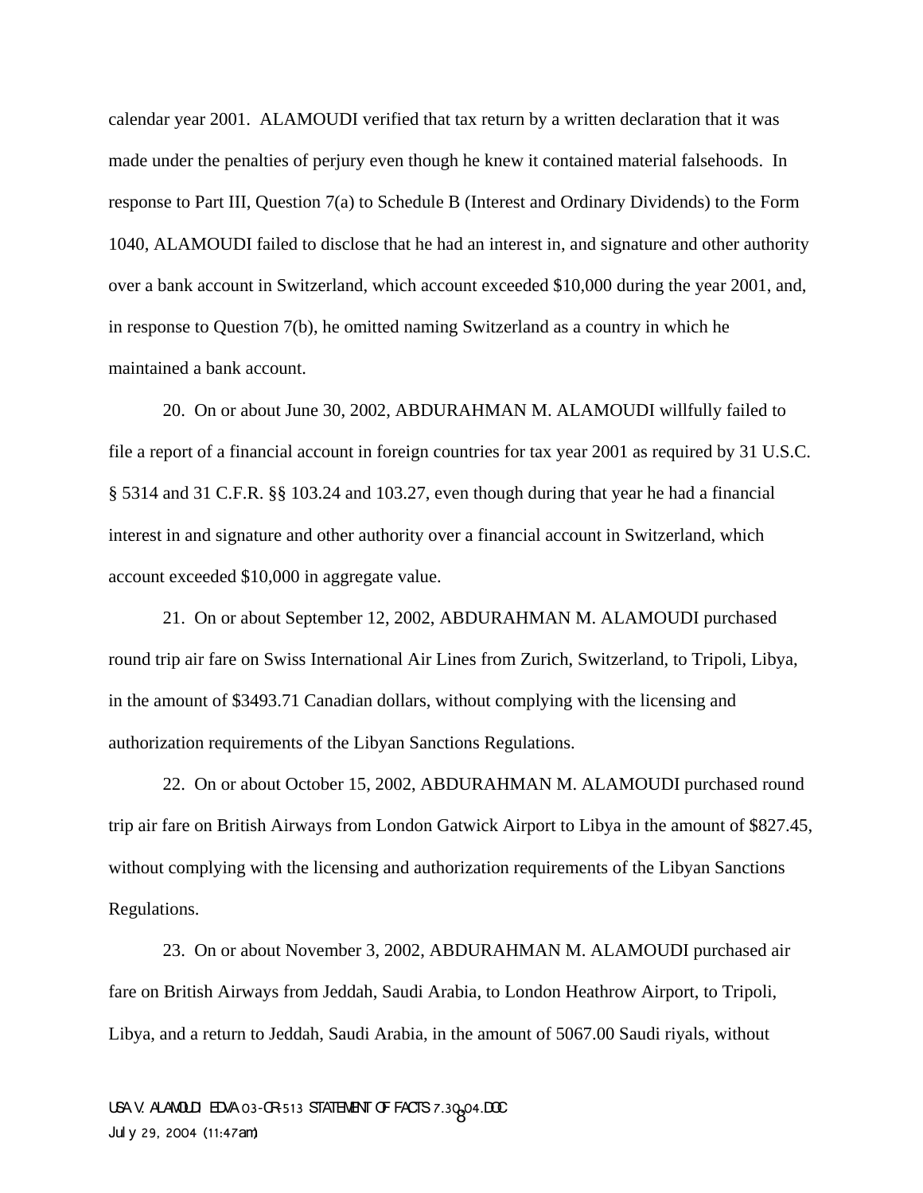calendar year 2001. ALAMOUDI verified that tax return by a written declaration that it was made under the penalties of perjury even though he knew it contained material falsehoods. In response to Part III, Question 7(a) to Schedule B (Interest and Ordinary Dividends) to the Form 1040, ALAMOUDI failed to disclose that he had an interest in, and signature and other authority over a bank account in Switzerland, which account exceeded $10,000 during the year 2001, and, in response to Question 7(b), he omitted naming Switzerland as a country in which he maintained a bank account.

20. On or about June 30, 2002, ABDURAHMAN M. ALAMOUDI willfully failed to file a report of a financial account in foreign countries for tax year 2001 as required by 31 U.S.C. § 5314 and 31 C.F.R. §§ 103.24 and 103.27, even though during that year he had a financial interest in and signature and other authority over a financial account in Switzerland, which account exceeded $10,000 in aggregate value.

21. On or about September 12, 2002, ABDURAHMAN M. ALAMOUDI purchased round trip air fare on Swiss International Air Lines from Zurich, Switzerland, to Tripoli, Libya, in the amount of $3493.71 Canadian dollars, without complying with the licensing and authorization requirements of the Libyan Sanctions Regulations.

22. On or about October 15, 2002, ABDURAHMAN M. ALAMOUDI purchased round trip air fare on British Airways from London Gatwick Airport to Libya in the amount of $827.45, without complying with the licensing and authorization requirements of the Libyan Sanctions Regulations.

23. On or about November 3, 2002, ABDURAHMAN M. ALAMOUDI purchased air fare on British Airways from Jeddah, Saudi Arabia, to London Heathrow Airport, to Tripoli, Libya, and a return to Jeddah, Saudi Arabia, in the amount of 5067.00 Saudi riyals, without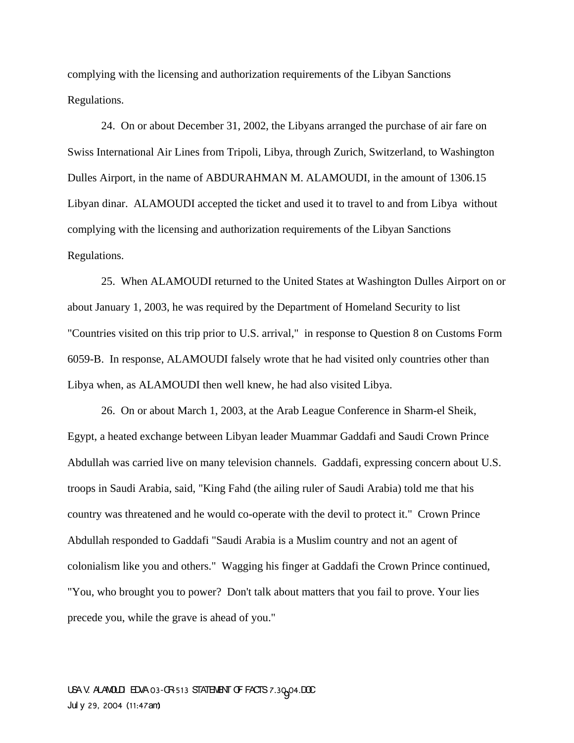complying with the licensing and authorization requirements of the Libyan Sanctions Regulations.

24. On or about December 31, 2002, the Libyans arranged the purchase of air fare on Swiss International Air Lines from Tripoli, Libya, through Zurich, Switzerland, to Washington Dulles Airport, in the name of ABDURAHMAN M. ALAMOUDI, in the amount of 1306.15 Libyan dinar. ALAMOUDI accepted the ticket and used it to travel to and from Libya without complying with the licensing and authorization requirements of the Libyan Sanctions Regulations.

25. When ALAMOUDI returned to the United States at Washington Dulles Airport on or about January 1, 2003, he was required by the Department of Homeland Security to list "Countries visited on this trip prior to U.S. arrival," in response to Question 8 on Customs Form 6059-B. In response, ALAMOUDI falsely wrote that he had visited only countries other than Libya when, as ALAMOUDI then well knew, he had also visited Libya.

26. On or about March 1, 2003, at the Arab League Conference in Sharm-el Sheik, Egypt, a heated exchange between Libyan leader Muammar Gaddafi and Saudi Crown Prince Abdullah was carried live on many television channels. Gaddafi, expressing concern about U.S. troops in Saudi Arabia, said, "King Fahd (the ailing ruler of Saudi Arabia) told me that his country was threatened and he would co-operate with the devil to protect it." Crown Prince Abdullah responded to Gaddafi "Saudi Arabia is a Muslim country and not an agent of colonialism like you and others." Wagging his finger at Gaddafi the Crown Prince continued, "You, who brought you to power? Don't talk about matters that you fail to prove. Your lies precede you, while the grave is ahead of you."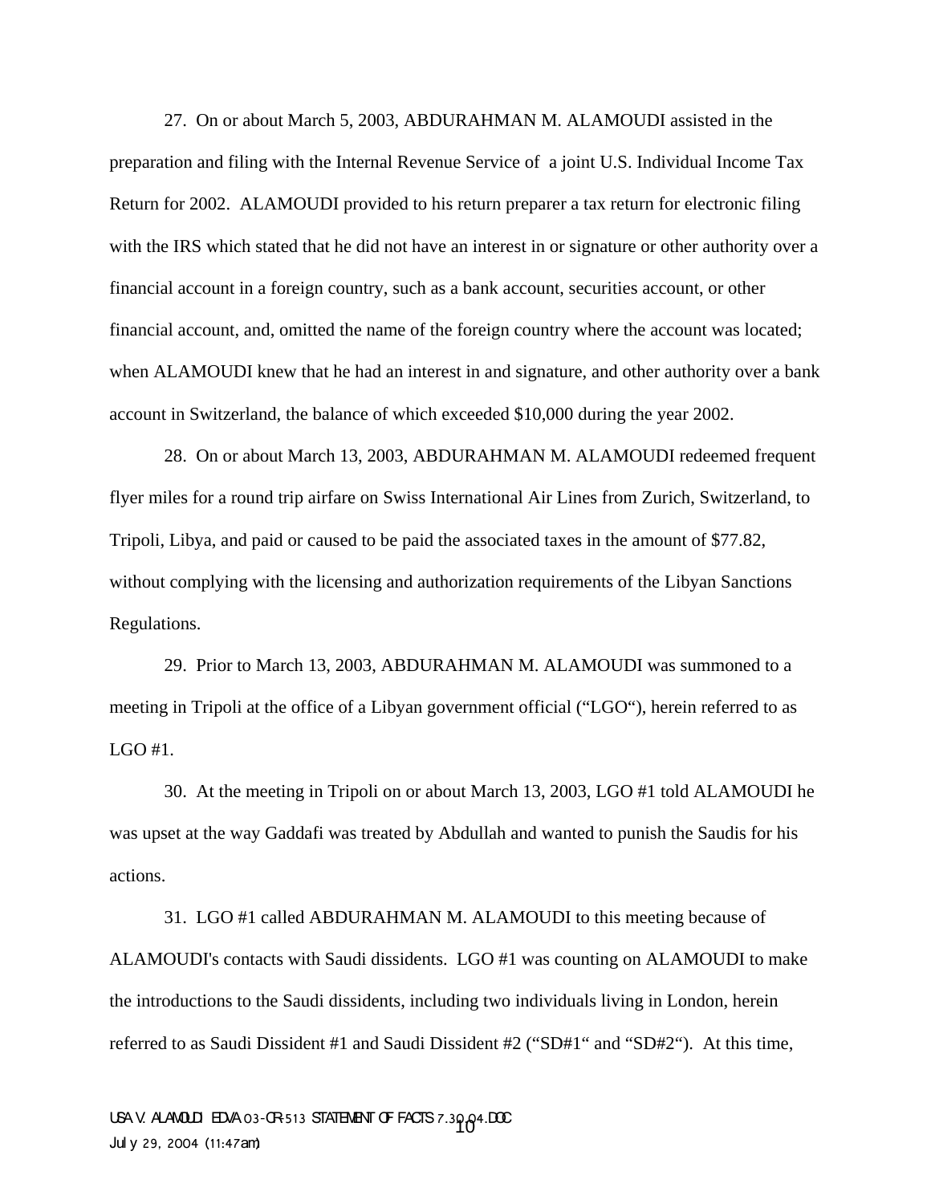27. On or about March 5, 2003, ABDURAHMAN M. ALAMOUDI assisted in the preparation and filing with the Internal Revenue Service of a joint U.S. Individual Income Tax Return for 2002. ALAMOUDI provided to his return preparer a tax return for electronic filing with the IRS which stated that he did not have an interest in or signature or other authority over a financial account in a foreign country, such as a bank account, securities account, or other financial account, and, omitted the name of the foreign country where the account was located; when ALAMOUDI knew that he had an interest in and signature, and other authority over a bank account in Switzerland, the balance of which exceeded $10,000 during the year 2002.

28. On or about March 13, 2003, ABDURAHMAN M. ALAMOUDI redeemed frequent flyer miles for a round trip airfare on Swiss International Air Lines from Zurich, Switzerland, to Tripoli, Libya, and paid or caused to be paid the associated taxes in the amount of $77.82, without complying with the licensing and authorization requirements of the Libyan Sanctions Regulations.

29. Prior to March 13, 2003, ABDURAHMAN M. ALAMOUDI was summoned to a meeting in Tripoli at the office of a Libyan government official ("LGO"), herein referred to as LGO #1.

30. At the meeting in Tripoli on or about March 13, 2003, LGO #1 told ALAMOUDI he was upset at the way Gaddafi was treated by Abdullah and wanted to punish the Saudis for his actions.

31. LGO #1 called ABDURAHMAN M. ALAMOUDI to this meeting because of ALAMOUDI's contacts with Saudi dissidents. LGO #1 was counting on ALAMOUDI to make the introductions to the Saudi dissidents, including two individuals living in London, herein referred to as Saudi Dissident #1 and Saudi Dissident #2 ("SD#1" and "SD#2"). At this time,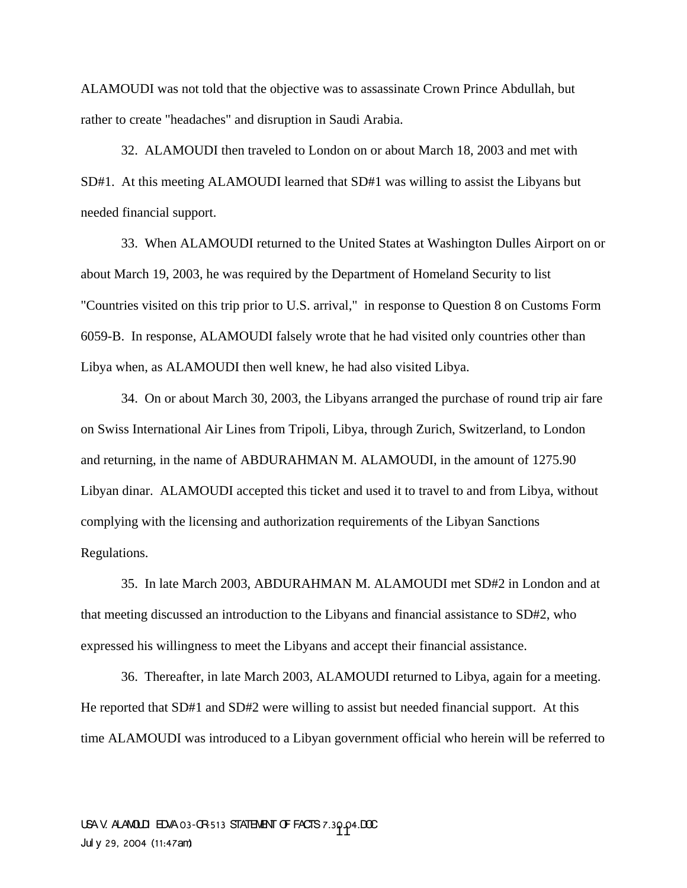ALAMOUDI was not told that the objective was to assassinate Crown Prince Abdullah, but rather to create "headaches" and disruption in Saudi Arabia.

32. ALAMOUDI then traveled to London on or about March 18, 2003 and met with SD#1. At this meeting ALAMOUDI learned that SD#1 was willing to assist the Libyans but needed financial support.

33. When ALAMOUDI returned to the United States at Washington Dulles Airport on or about March 19, 2003, he was required by the Department of Homeland Security to list "Countries visited on this trip prior to U.S. arrival," in response to Question 8 on Customs Form 6059-B. In response, ALAMOUDI falsely wrote that he had visited only countries other than Libya when, as ALAMOUDI then well knew, he had also visited Libya.

34. On or about March 30, 2003, the Libyans arranged the purchase of round trip air fare on Swiss International Air Lines from Tripoli, Libya, through Zurich, Switzerland, to London and returning, in the name of ABDURAHMAN M. ALAMOUDI, in the amount of 1275.90 Libyan dinar. ALAMOUDI accepted this ticket and used it to travel to and from Libya, without complying with the licensing and authorization requirements of the Libyan Sanctions Regulations.

35. In late March 2003, ABDURAHMAN M. ALAMOUDI met SD#2 in London and at that meeting discussed an introduction to the Libyans and financial assistance to SD#2, who expressed his willingness to meet the Libyans and accept their financial assistance.

36. Thereafter, in late March 2003, ALAMOUDI returned to Libya, again for a meeting. He reported that SD#1 and SD#2 were willing to assist but needed financial support. At this time ALAMOUDI was introduced to a Libyan government official who herein will be referred to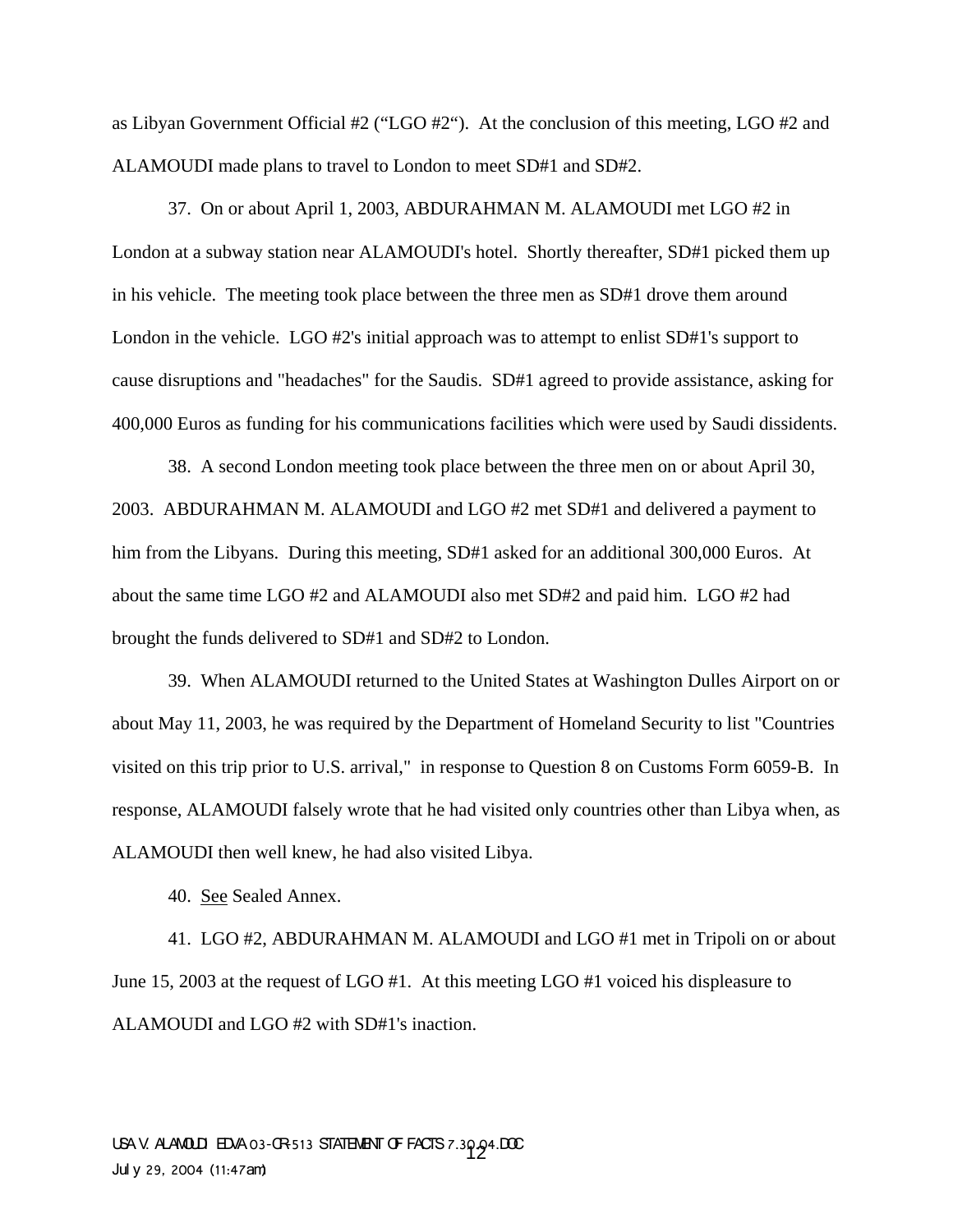as Libyan Government Official #2 ("LGO #2"). At the conclusion of this meeting, LGO #2 and ALAMOUDI made plans to travel to London to meet SD#1 and SD#2.

37. On or about April 1, 2003, ABDURAHMAN M. ALAMOUDI met LGO #2 in London at a subway station near ALAMOUDI's hotel. Shortly thereafter, SD#1 picked them up in his vehicle. The meeting took place between the three men as SD#1 drove them around London in the vehicle. LGO #2's initial approach was to attempt to enlist SD#1's support to cause disruptions and "headaches" for the Saudis. SD#1 agreed to provide assistance, asking for 400,000 Euros as funding for his communications facilities which were used by Saudi dissidents.

38. A second London meeting took place between the three men on or about April 30, 2003. ABDURAHMAN M. ALAMOUDI and LGO #2 met SD#1 and delivered a payment to him from the Libyans. During this meeting, SD#1 asked for an additional 300,000 Euros. At about the same time LGO #2 and ALAMOUDI also met SD#2 and paid him. LGO #2 had brought the funds delivered to SD#1 and SD#2 to London.

39. When ALAMOUDI returned to the United States at Washington Dulles Airport on or about May 11, 2003, he was required by the Department of Homeland Security to list "Countries visited on this trip prior to U.S. arrival," in response to Question 8 on Customs Form 6059-B. In response, ALAMOUDI falsely wrote that he had visited only countries other than Libya when, as ALAMOUDI then well knew, he had also visited Libya.

40. <u>See</u> Sealed Annex.

41. LGO #2, ABDURAHMAN M. ALAMOUDI and LGO #1 met in Tripoli on or about June 15, 2003 at the request of LGO #1. At this meeting LGO #1 voiced his displeasure to ALAMOUDI and LGO #2 with SD#1's inaction.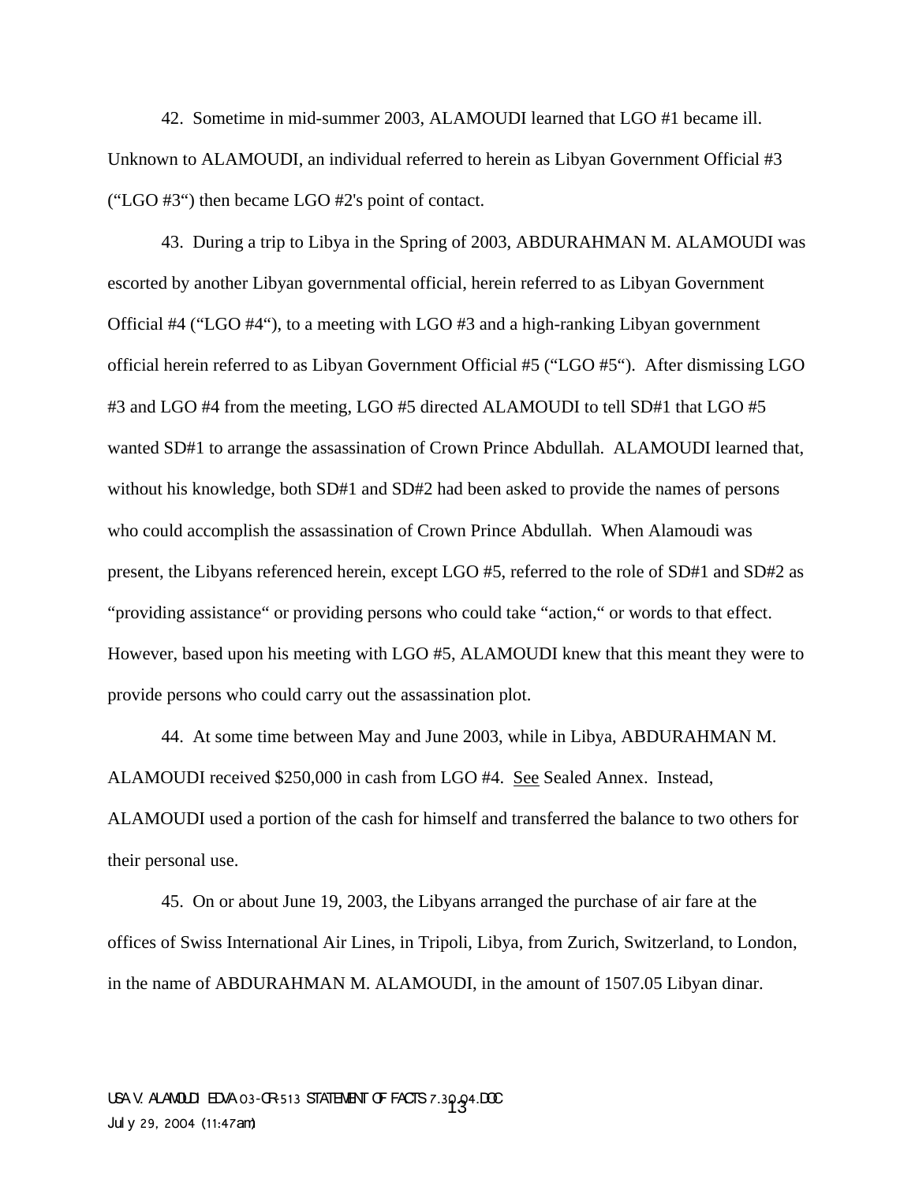42. Sometime in mid-summer 2003, ALAMOUDI learned that LGO #1 became ill. Unknown to ALAMOUDI, an individual referred to herein as Libyan Government Official #3 ("LGO #3") then became LGO #2's point of contact.

43. During a trip to Libya in the Spring of 2003, ABDURAHMAN M. ALAMOUDI was escorted by another Libyan governmental official, herein referred to as Libyan Government Official #4 ("LGO #4"), to a meeting with LGO #3 and a high-ranking Libyan government official herein referred to as Libyan Government Official #5 ("LGO #5"). After dismissing LGO #3 and LGO #4 from the meeting, LGO #5 directed ALAMOUDI to tell SD#1 that LGO #5 wanted SD#1 to arrange the assassination of Crown Prince Abdullah. ALAMOUDI learned that, without his knowledge, both SD#1 and SD#2 had been asked to provide the names of persons who could accomplish the assassination of Crown Prince Abdullah. When Alamoudi was present, the Libyans referenced herein, except LGO #5, referred to the role of SD#1 and SD#2 as "providing assistance" or providing persons who could take "action," or words to that effect. However, based upon his meeting with LGO #5, ALAMOUDI knew that this meant they were to provide persons who could carry out the assassination plot.

44. At some time between May and June 2003, while in Libya, ABDURAHMAN M. ALAMOUDI received $250,000 in cash from LGO #4. See Sealed Annex. Instead, ALAMOUDI used a portion of the cash for himself and transferred the balance to two others for their personal use.

45. On or about June 19, 2003, the Libyans arranged the purchase of air fare at the offices of Swiss International Air Lines, in Tripoli, Libya, from Zurich, Switzerland, to London, in the name of ABDURAHMAN M. ALAMOUDI, in the amount of 1507.05 Libyan dinar.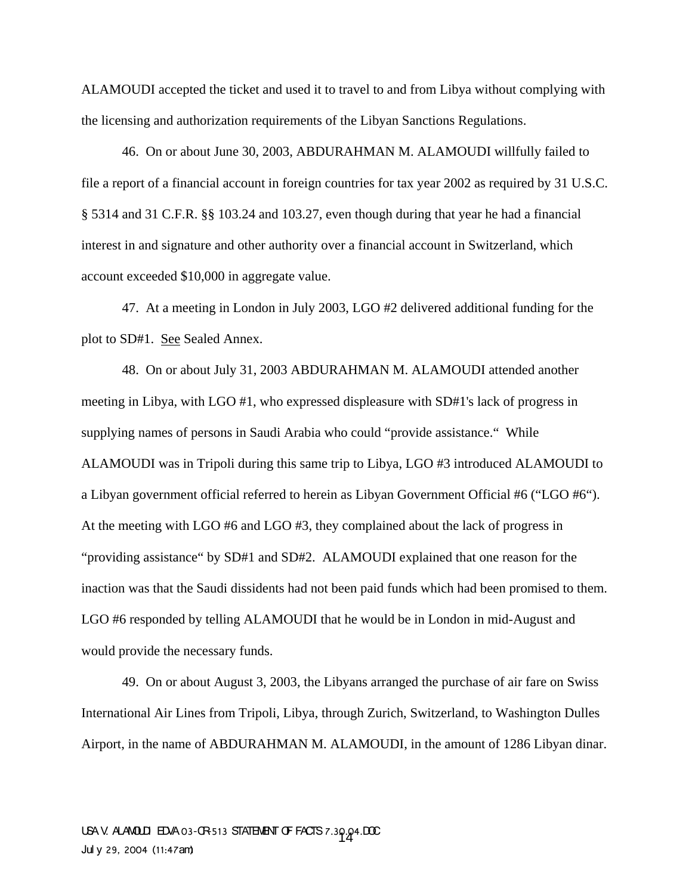ALAMOUDI accepted the ticket and used it to travel to and from Libya without complying with the licensing and authorization requirements of the Libyan Sanctions Regulations.

46. On or about June 30, 2003, ABDURAHMAN M. ALAMOUDI willfully failed to file a report of a financial account in foreign countries for tax year 2002 as required by 31 U.S.C. § 5314 and 31 C.F.R. §§ 103.24 and 103.27, even though during that year he had a financial interest in and signature and other authority over a financial account in Switzerland, which account exceeded $10,000 in aggregate value.

47. At a meeting in London in July 2003, LGO #2 delivered additional funding for the plot to SD#1. See Sealed Annex.

48. On or about July 31, 2003 ABDURAHMAN M. ALAMOUDI attended another meeting in Libya, with LGO #1, who expressed displeasure with SD#1's lack of progress in supplying names of persons in Saudi Arabia who could "provide assistance." While ALAMOUDI was in Tripoli during this same trip to Libya, LGO #3 introduced ALAMOUDI to a Libyan government official referred to herein as Libyan Government Official #6 ("LGO #6"). At the meeting with LGO #6 and LGO #3, they complained about the lack of progress in "providing assistance" by SD#1 and SD#2. ALAMOUDI explained that one reason for the inaction was that the Saudi dissidents had not been paid funds which had been promised to them. LGO #6 responded by telling ALAMOUDI that he would be in London in mid-August and would provide the necessary funds.

49. On or about August 3, 2003, the Libyans arranged the purchase of air fare on Swiss International Air Lines from Tripoli, Libya, through Zurich, Switzerland, to Washington Dulles Airport, in the name of ABDURAHMAN M. ALAMOUDI, in the amount of 1286 Libyan dinar.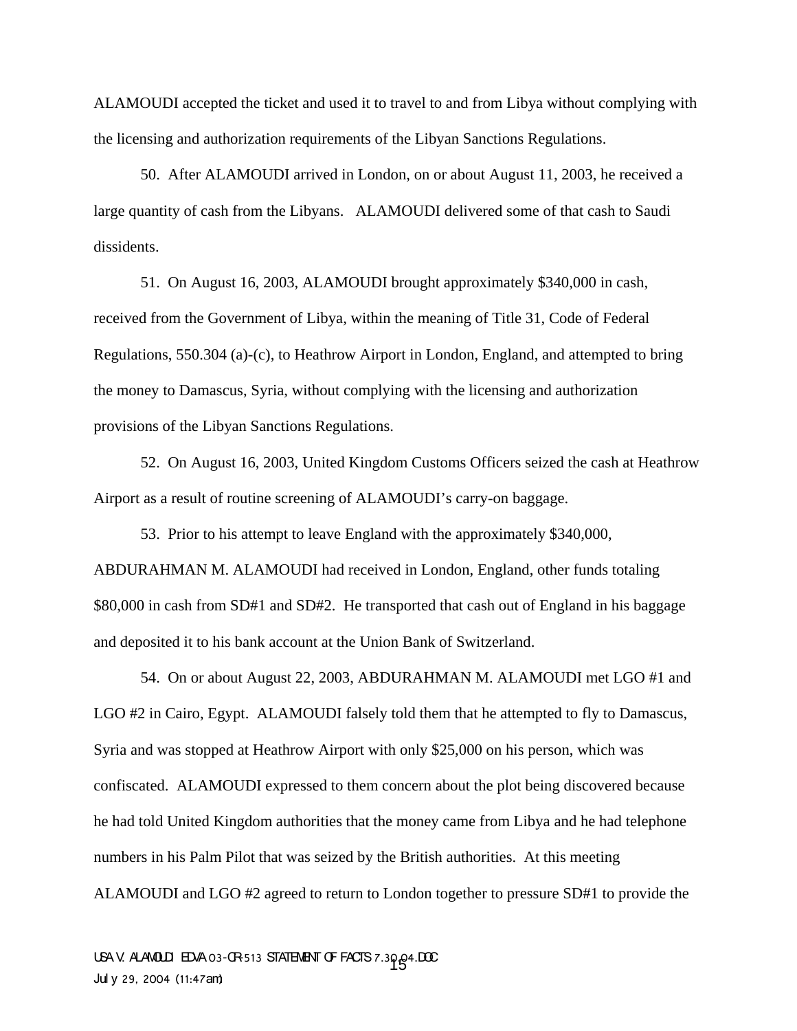ALAMOUDI accepted the ticket and used it to travel to and from Libya without complying with the licensing and authorization requirements of the Libyan Sanctions Regulations.

50. After ALAMOUDI arrived in London, on or about August 11, 2003, he received a large quantity of cash from the Libyans. ALAMOUDI delivered some of that cash to Saudi dissidents.

51. On August 16, 2003, ALAMOUDI brought approximately $340,000 in cash, received from the Government of Libya, within the meaning of Title 31, Code of Federal Regulations, 550.304 (a)-(c), to Heathrow Airport in London, England, and attempted to bring the money to Damascus, Syria, without complying with the licensing and authorization provisions of the Libyan Sanctions Regulations.

52. On August 16, 2003, United Kingdom Customs Officers seized the cash at Heathrow Airport as a result of routine screening of ALAMOUDI's carry-on baggage.

53. Prior to his attempt to leave England with the approximately $340,000, ABDURAHMAN M. ALAMOUDI had received in London, England, other funds totaling $80,000 in cash from SD#1 and SD#2. He transported that cash out of England in his baggage and deposited it to his bank account at the Union Bank of Switzerland.

54. On or about August 22, 2003, ABDURAHMAN M. ALAMOUDI met LGO #1 and LGO #2 in Cairo, Egypt. ALAMOUDI falsely told them that he attempted to fly to Damascus, Syria and was stopped at Heathrow Airport with only $25,000 on his person, which was confiscated. ALAMOUDI expressed to them concern about the plot being discovered because he had told United Kingdom authorities that the money came from Libya and he had telephone numbers in his Palm Pilot that was seized by the British authorities. At this meeting ALAMOUDI and LGO #2 agreed to return to London together to pressure SD#1 to provide the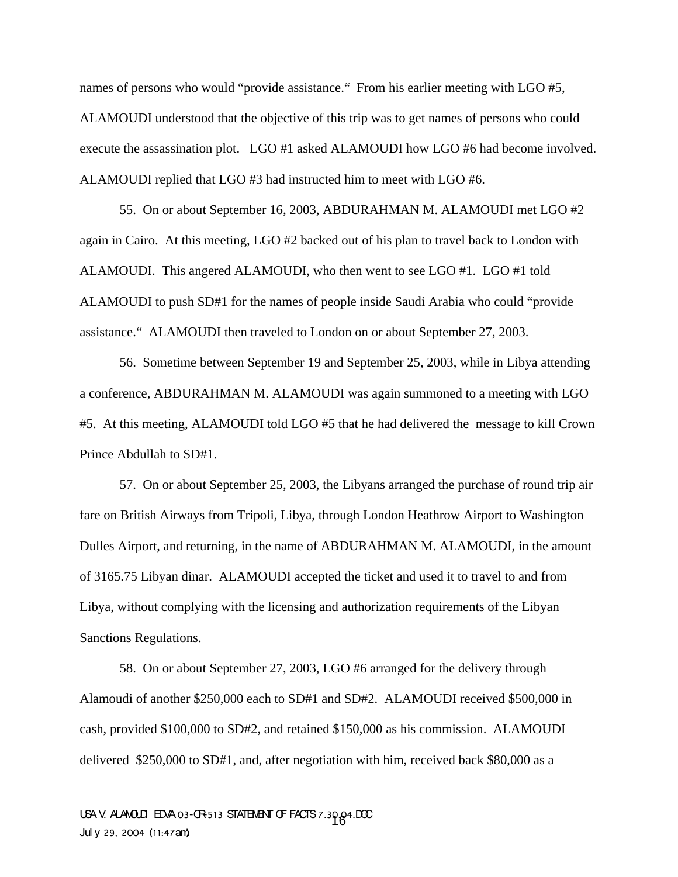names of persons who would "provide assistance." From his earlier meeting with LGO #5, ALAMOUDI understood that the objective of this trip was to get names of persons who could execute the assassination plot. LGO #1 asked ALAMOUDI how LGO #6 had become involved. ALAMOUDI replied that LGO #3 had instructed him to meet with LGO #6.

55. On or about September 16, 2003, ABDURAHMAN M. ALAMOUDI met LGO #2 again in Cairo. At this meeting, LGO #2 backed out of his plan to travel back to London with ALAMOUDI. This angered ALAMOUDI, who then went to see LGO #1. LGO #1 told ALAMOUDI to push SD#1 for the names of people inside Saudi Arabia who could "provide assistance." ALAMOUDI then traveled to London on or about September 27, 2003.

56. Sometime between September 19 and September 25, 2003, while in Libya attending a conference, ABDURAHMAN M. ALAMOUDI was again summoned to a meeting with LGO #5. At this meeting, ALAMOUDI told LGO #5 that he had delivered the message to kill Crown Prince Abdullah to SD#1.

57. On or about September 25, 2003, the Libyans arranged the purchase of round trip air fare on British Airways from Tripoli, Libya, through London Heathrow Airport to Washington Dulles Airport, and returning, in the name of ABDURAHMAN M. ALAMOUDI, in the amount of 3165.75 Libyan dinar. ALAMOUDI accepted the ticket and used it to travel to and from Libya, without complying with the licensing and authorization requirements of the Libyan Sanctions Regulations.

58. On or about September 27, 2003, LGO #6 arranged for the delivery through Alamoudi of another $250,000 each to SD#1 and SD#2. ALAMOUDI received $500,000 in cash, provided $100,000 to SD#2, and retained $150,000 as his commission. ALAMOUDI delivered $250,000 to SD#1, and, after negotiation with him, received back $80,000 as a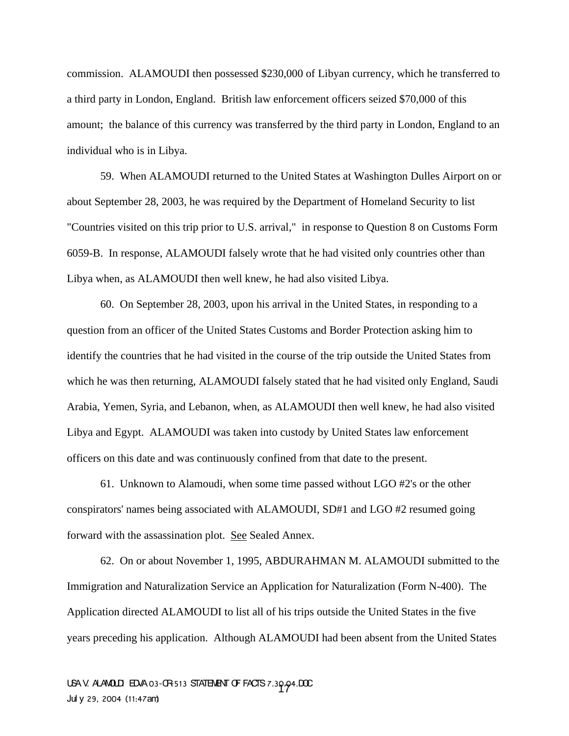commission. ALAMOUDI then possessed $230,000 of Libyan currency, which he transferred to a third party in London, England. British law enforcement officers seized $70,000 of this amount; the balance of this currency was transferred by the third party in London, England to an individual who is in Libya.

59. When ALAMOUDI returned to the United States at Washington Dulles Airport on or about September 28, 2003, he was required by the Department of Homeland Security to list "Countries visited on this trip prior to U.S. arrival," in response to Question 8 on Customs Form 6059-B. In response, ALAMOUDI falsely wrote that he had visited only countries other than Libya when, as ALAMOUDI then well knew, he had also visited Libya.

60. On September 28, 2003, upon his arrival in the United States, in responding to a question from an officer of the United States Customs and Border Protection asking him to identify the countries that he had visited in the course of the trip outside the United States from which he was then returning, ALAMOUDI falsely stated that he had visited only England, Saudi Arabia, Yemen, Syria, and Lebanon, when, as ALAMOUDI then well knew, he had also visited Libya and Egypt. ALAMOUDI was taken into custody by United States law enforcement officers on this date and was continuously confined from that date to the present.

61. Unknown to Alamoudi, when some time passed without LGO #2's or the other conspirators' names being associated with ALAMOUDI, SD#1 and LGO #2 resumed going forward with the assassination plot. See Sealed Annex.

62. On or about November 1, 1995, ABDURAHMAN M. ALAMOUDI submitted to the Immigration and Naturalization Service an Application for Naturalization (Form N-400). The Application directed ALAMOUDI to list all of his trips outside the United States in the five years preceding his application. Although ALAMOUDI had been absent from the United States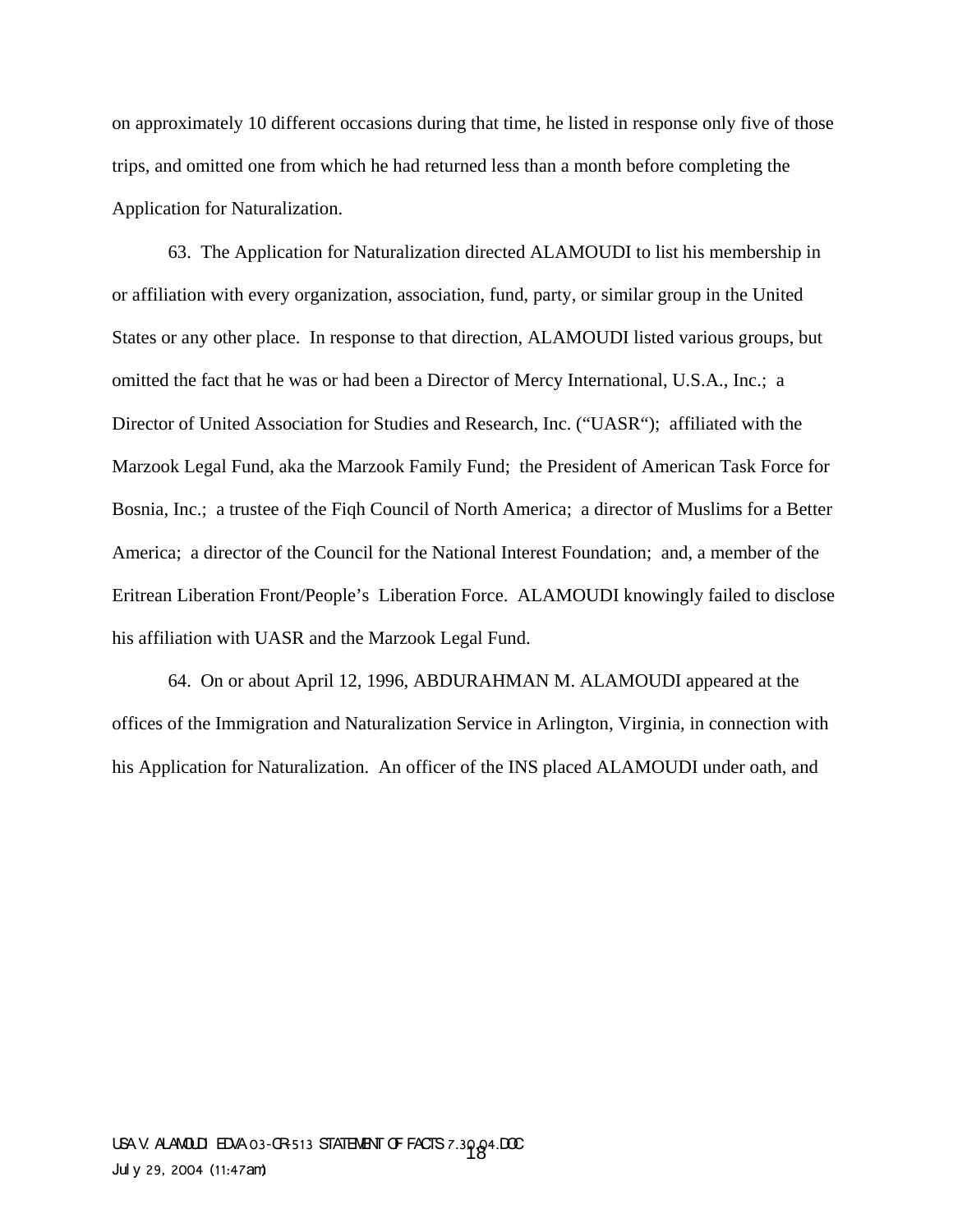on approximately 10 different occasions during that time, he listed in response only five of those trips, and omitted one from which he had returned less than a month before completing the Application for Naturalization.

63. The Application for Naturalization directed ALAMOUDI to list his membership in or affiliation with every organization, association, fund, party, or similar group in the United States or any other place. In response to that direction, ALAMOUDI listed various groups, but omitted the fact that he was or had been a Director of Mercy International, U.S.A., Inc.; a Director of United Association for Studies and Research, Inc. ("UASR"); affiliated with the Marzook Legal Fund, aka the Marzook Family Fund; the President of American Task Force for Bosnia, Inc.; a trustee of the Fiqh Council of North America; a director of Muslims for a Better America; a director of the Council for the National Interest Foundation; and, a member of the Eritrean Liberation Front/People's Liberation Force. ALAMOUDI knowingly failed to disclose his affiliation with UASR and the Marzook Legal Fund.

64. On or about April 12, 1996, ABDURAHMAN M. ALAMOUDI appeared at the offices of the Immigration and Naturalization Service in Arlington, Virginia, in connection with his Application for Naturalization. An officer of the INS placed ALAMOUDI under oath, and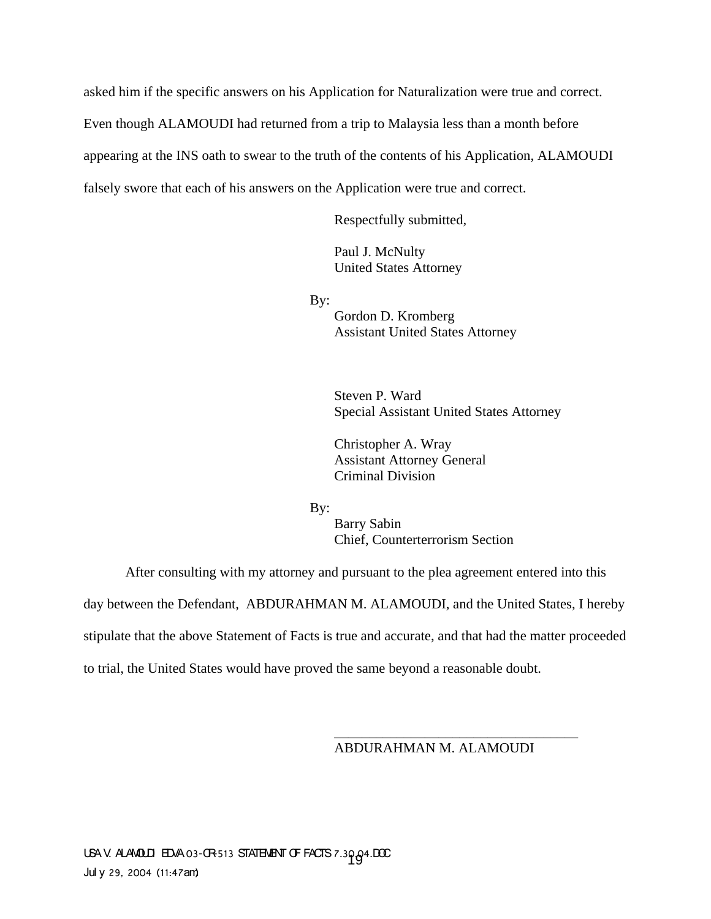asked him if the specific answers on his Application for Naturalization were true and correct. Even though ALAMOUDI had returned from a trip to Malaysia less than a month before appearing at the INS oath to swear to the truth of the contents of his Application, ALAMOUDI falsely swore that each of his answers on the Application were true and correct.

Respectfully submitted,

Paul J. McNulty
United States Attorney

By:
Gordon D. Kromberg
Assistant United States Attorney

Steven P. Ward
Special Assistant United States Attorney

Christopher A. Wray
Assistant Attorney General
Criminal Division

By:
Barry Sabin
Chief, Counterterrorism Section

After consulting with my attorney and pursuant to the plea agreement entered into this day between the Defendant, ABDURAHMAN M. ALAMOUDI, and the United States, I hereby stipulate that the above Statement of Facts is true and accurate, and that had the matter proceeded to trial, the United States would have proved the same beyond a reasonable doubt.

___________________________________
ABDURAHMAN M. ALAMOUDI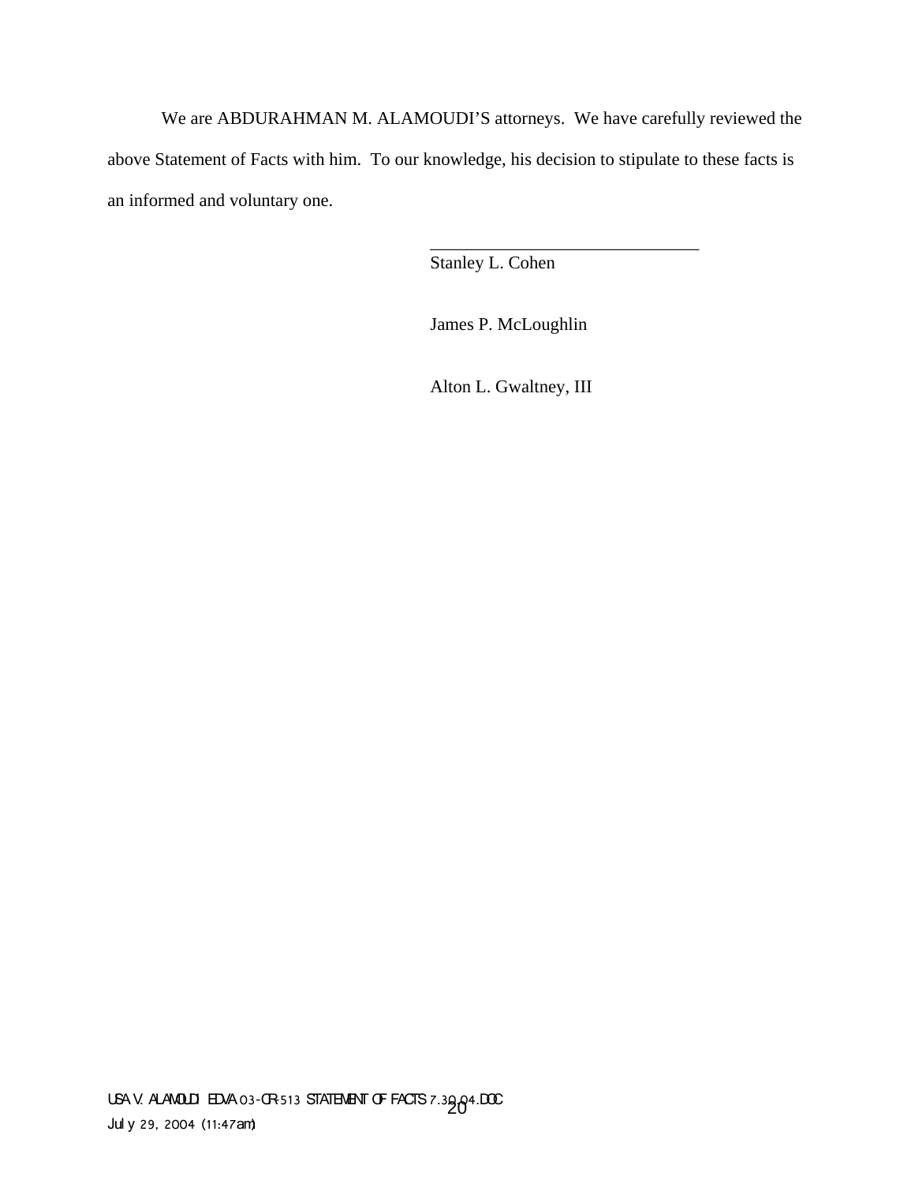We are ABDURAHMAN M. ALAMOUDI'S attorneys. We have carefully reviewed the above Statement of Facts with him. To our knowledge, his decision to stipulate to these facts is an informed and voluntary one.

\_\_\_\_\_\_\_\_\_\_\_\_\_\_\_\_\_\_\_\_\_\_\_\_\_\_\_\_\_\_\_

Stanley L. Cohen

James P. McLoughlin

Alton L. Gwaltney, III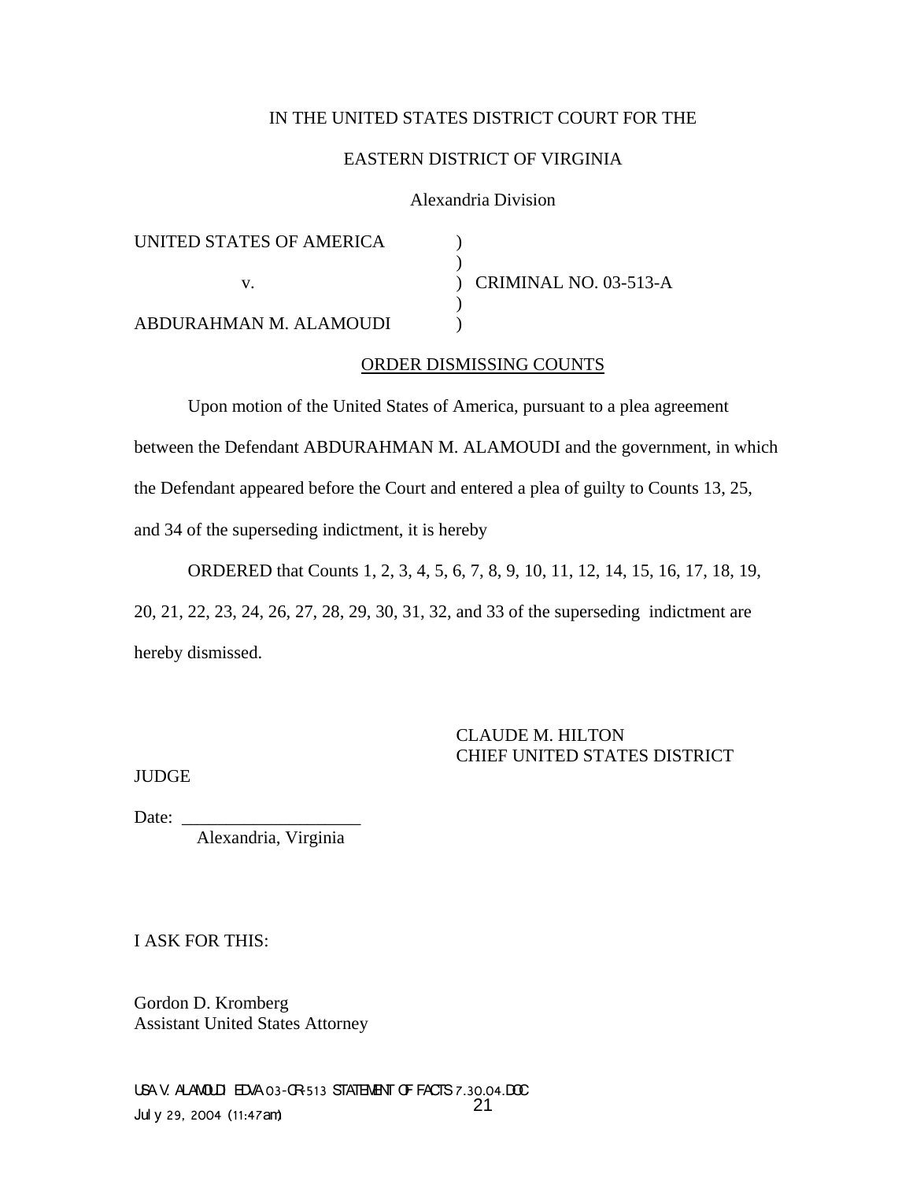IN THE UNITED STATES DISTRICT COURT FOR THE

EASTERN DISTRICT OF VIRGINIA

Alexandria Division

| | | |
|---|---|---|
| UNITED STATES OF AMERICA | ) | |
| | ) | |
| v. | ) | CRIMINAL NO. 03-513-A |
| | ) | |
| ABDURAHMAN M. ALAMOUDI | ) | |

ORDER DISMISSING COUNTS

Upon motion of the United States of America, pursuant to a plea agreement between the Defendant ABDURAHMAN M. ALAMOUDI and the government, in which the Defendant appeared before the Court and entered a plea of guilty to Counts 13, 25, and 34 of the superseding indictment, it is hereby

ORDERED that Counts 1, 2, 3, 4, 5, 6, 7, 8, 9, 10, 11, 12, 14, 15, 16, 17, 18, 19, 20, 21, 22, 23, 24, 26, 27, 28, 29, 30, 31, 32, and 33 of the superseding indictment are hereby dismissed.

CLAUDE M. HILTON
CHIEF UNITED STATES DISTRICT JUDGE

Date: ___________________
Alexandria, Virginia

I ASK FOR THIS:

Gordon D. Kromberg
Assistant United States Attorney

USA V. ALAMOUDI EDVA 03-CR-513 STATEMENT OF FACTS 7.30.04.DOC
July 29, 2004 (11:47am)